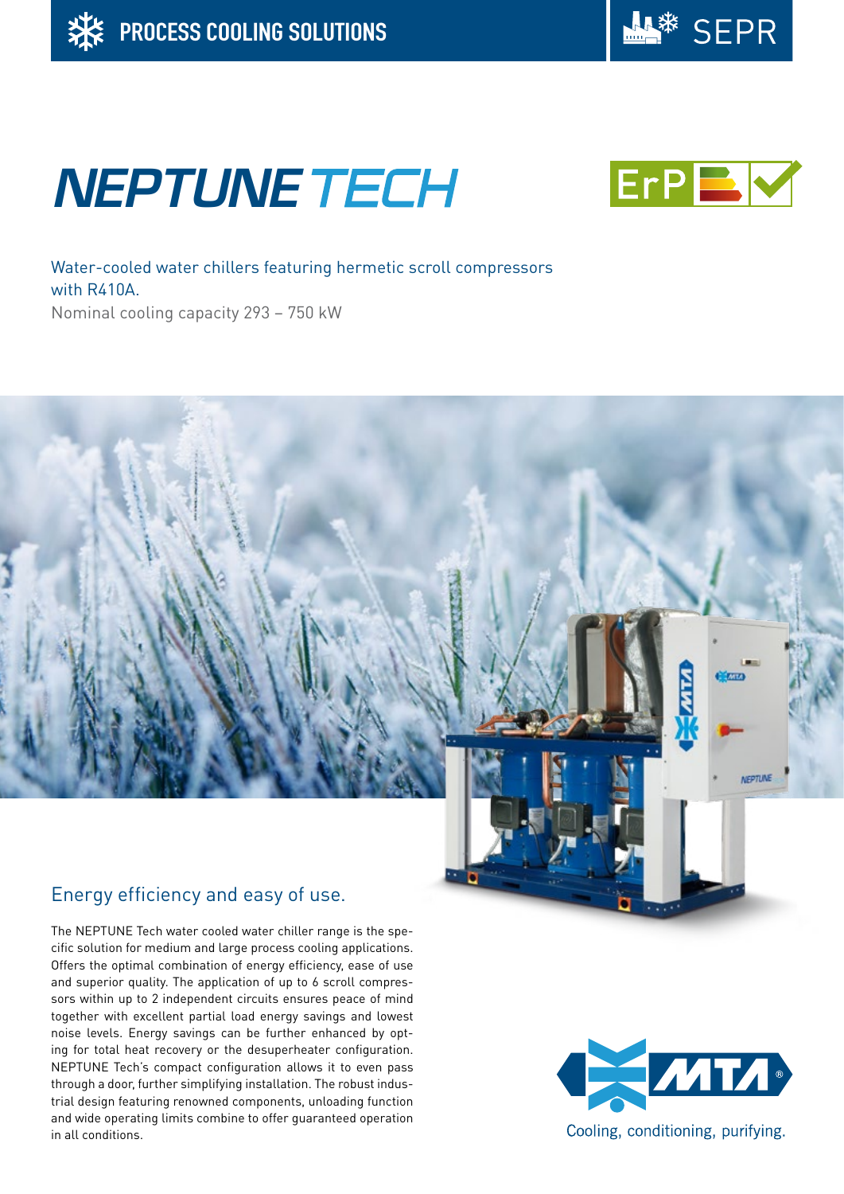PROCESS COOLING SOLUTIONS

SEPR

# NEPTUNE TECH

ErP

Water-cooled water chillers featuring hermetic scroll compressors with R410A.

Nominal cooling capacity 293 – 750 kW

## Energy efficiency and easy of use.

The NEPTUNE Tech water cooled water chiller range is the specific solution for medium and large process cooling applications. Offers the optimal combination of energy efficiency, ease of use and superior quality. The application of up to 6 scroll compressors within up to 2 independent circuits ensures peace of mind together with excellent partial load energy savings and lowest noise levels. Energy savings can be further enhanced by opting for total heat recovery or the desuperheater configuration. NEPTUNE Tech's compact configuration allows it to even pass through a door, further simplifying installation. The robust industrial design featuring renowned components, unloading function and wide operating limits combine to offer guaranteed operation in all conditions.

MTA®

Cooling, conditioning, purifying.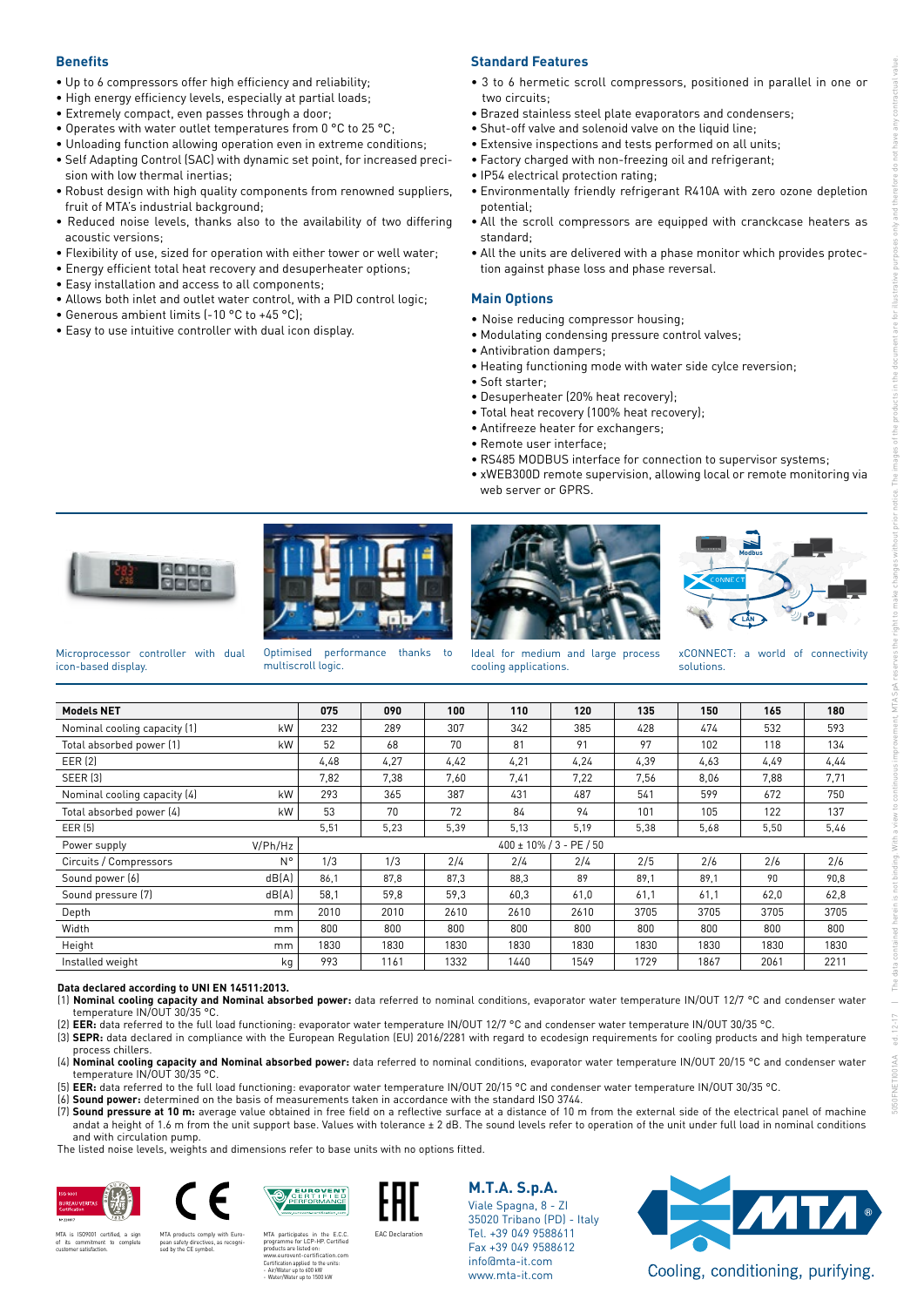## Benefits

- Up to 6 compressors offer high efficiency and reliability;
- High energy efficiency levels, especially at partial loads;
- Extremely compact, even passes through a door;
- Operates with water outlet temperatures from 0 °C to 25 °C;
- Unloading function allowing operation even in extreme conditions;
- Self Adapting Control (SAC) with dynamic set point, for increased precision with low thermal inertias;
- Robust design with high quality components from renowned suppliers, fruit of MTA's industrial background;
- Reduced noise levels, thanks also to the availability of two differing acoustic versions;
- Flexibility of use, sized for operation with either tower or well water;
- Energy efficient total heat recovery and desuperheater options;
- Easy installation and access to all components;
- Allows both inlet and outlet water control, with a PID control logic;
- Generous ambient limits (-10 °C to +45 °C);
- Easy to use intuitive controller with dual icon display.

## Standard Features

- 3 to 6 hermetic scroll compressors, positioned in parallel in one or two circuits;
- Brazed stainless steel plate evaporators and condensers;
- Shut-off valve and solenoid valve on the liquid line;
- Extensive inspections and tests performed on all units;
- Factory charged with non-freezing oil and refrigerant;
- IP54 electrical protection rating;
- Environmentally friendly refrigerant R410A with zero ozone depletion potential;
- All the scroll compressors are equipped with cranckcase heaters as standard;
- All the units are delivered with a phase monitor which provides protection against phase loss and phase reversal.

## Main Options

- Noise reducing compressor housing;
- Modulating condensing pressure control valves;
- Antivibration dampers;
- Heating functioning mode with water side cylce reversion;
- Soft starter;
- Desuperheater (20% heat recovery);
- Total heat recovery (100% heat recovery);
- Antifreeze heater for exchangers;
- Remote user interface;
- RS485 MODBUS interface for connection to supervisor systems;
- xWEB300D remote supervision, allowing local or remote monitoring via web server or GPRS.

Microprocessor controller with dual icon-based display.

Optimised performance thanks to multiscroll logic.

Ideal for medium and large process cooling applications.

xCONNECT: a world of connectivity solutions.

| Models NET | | 075 | 090 | 100 | 110 | 120 | 135 | 150 | 165 | 180 |
|---|---|---|---|---|---|---|---|---|---|---|
| Nominal cooling capacity (1) | kW | 232 | 289 | 307 | 342 | 385 | 428 | 474 | 532 | 593 |
| Total absorbed power (1) | kW | 52 | 68 | 70 | 81 | 91 | 97 | 102 | 118 | 134 |
| EER (2) | | 4,48 | 4,27 | 4,42 | 4,21 | 4,24 | 4,39 | 4,63 | 4,49 | 4,44 |
| SEER (3) | | 7,82 | 7,38 | 7,60 | 7,41 | 7,22 | 7,56 | 8,06 | 7,88 | 7,71 |
| Nominal cooling capacity (4) | kW | 293 | 365 | 387 | 431 | 487 | 541 | 599 | 672 | 750 |
| Total absorbed power (4) | kW | 53 | 70 | 72 | 84 | 94 | 101 | 105 | 122 | 137 |
| EER (5) | | 5,51 | 5,23 | 5,39 | 5,13 | 5,19 | 5,38 | 5,68 | 5,50 | 5,46 |
| Power supply | V/Ph/Hz | 400 ± 10% / 3 - PE / 50 | | | | | | | | |
| Circuits / Compressors | N° | 1/3 | 1/3 | 2/4 | 2/4 | 2/4 | 2/5 | 2/6 | 2/6 | 2/6 |
| Sound power (6) | dB(A) | 86,1 | 87,8 | 87,3 | 88,3 | 89 | 89,1 | 89,1 | 90 | 90,8 |
| Sound pressure (7) | dB(A) | 58,1 | 59,8 | 59,3 | 60,3 | 61,0 | 61,1 | 61,1 | 62,0 | 62,8 |
| Depth | mm | 2010 | 2010 | 2610 | 2610 | 2610 | 3705 | 3705 | 3705 | 3705 |
| Width | mm | 800 | 800 | 800 | 800 | 800 | 800 | 800 | 800 | 800 |
| Height | mm | 1830 | 1830 | 1830 | 1830 | 1830 | 1830 | 1830 | 1830 | 1830 |
| Installed weight | kg | 993 | 1161 | 1332 | 1440 | 1549 | 1729 | 1867 | 2061 | 2211 |

**Data declared according to UNI EN 14511:2013.**

(1) **Nominal cooling capacity and Nominal absorbed power:** data referred to nominal conditions, evaporator water temperature IN/OUT 12/7 °C and condenser water temperature IN/OUT 30/35 °C.
(2) **EER:** data referred to the full load functioning: evaporator water temperature IN/OUT 12/7 °C and condenser water temperature IN/OUT 30/35 °C.
(3) **SEPR:** data declared in compliance with the European Regulation (EU) 2016/2281 with regard to ecodesign requirements for cooling products and high temperature process chillers.
(4) **Nominal cooling capacity and Nominal absorbed power:** data referred to nominal conditions, evaporator water temperature IN/OUT 20/15 °C and condenser water temperature IN/OUT 30/35 °C.
(5) **EER:** data referred to the full load functioning: evaporator water temperature IN/OUT 20/15 °C and condenser water temperature IN/OUT 30/35 °C.
(6) **Sound power:** determined on the basis of measurements taken in accordance with the standard ISO 3744.
(7) **Sound pressure at 10 m:** average value obtained in free field on a reflective surface at a distance of 10 m from the external side of the electrical panel of machine andat a height of 1.6 m from the unit support base. Values with tolerance ± 2 dB. The sound levels refer to operation of the unit under full load in nominal conditions and with circulation pump.

The listed noise levels, weights and dimensions refer to base units with no options fitted.

MTA is ISO9001 certified, a sign of its commitment to complete customer satisfaction.

MTA products comply with European safety directives, as recognised by the CE symbol.

MTA participates in the E.C.C. programme for LCP-HP. Certified products are listed on: www.eurovent-certification.com
Certification applied to the units:
- Air/Water up to 600 kW
- Water/Water up to 1500 kW

EAC Declaration

**M.T.A. S.p.A.**
Viale Spagna, 8 - ZI
35020 Tribano (PD) - Italy
Tel. +39 049 9588611
Fax +39 049 9588612
info@mta-it.com
www.mta-it.com

Cooling, conditioning, purifying.

5050FNET001AA ed. 12-17 | The data contained herein is not binding. With a view to continuous improvement, MTA SpA reserves the right to make changes without prior notice. The images of the products in the document are for illustrative purposes only and therefore do not have any contractual value.